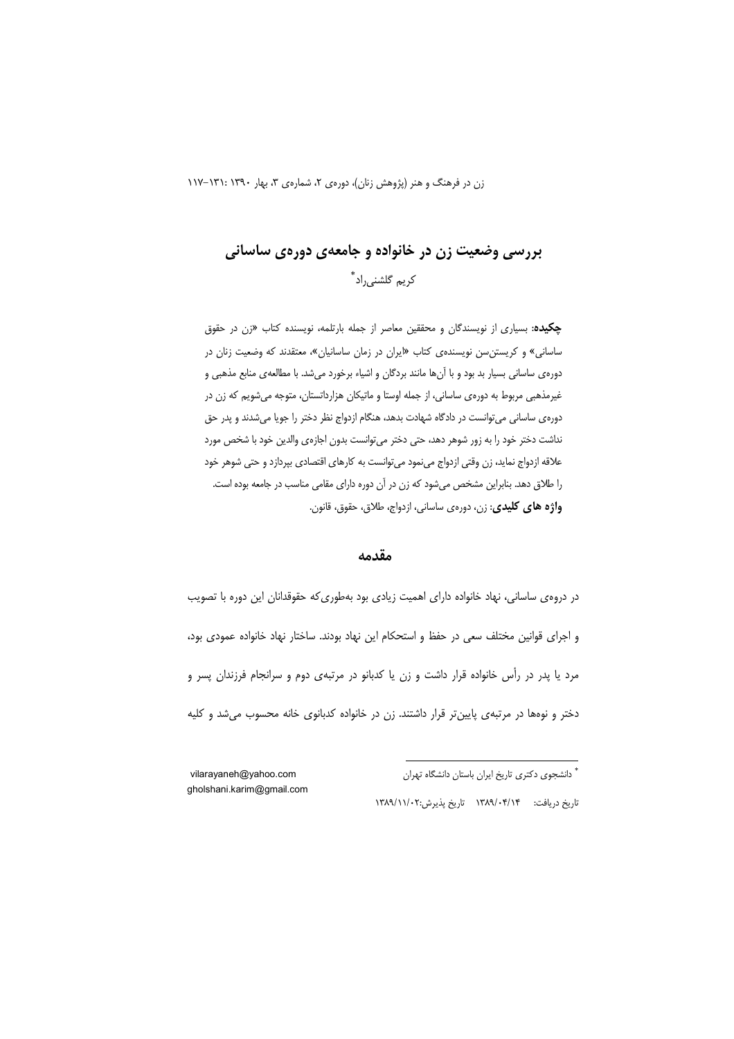# بررسی وضعیت زن در خانواده و جامعه‌ی دوره‌ی ساسانی

کریم گلشنی‌راد[*]

**چکیده**: بسیاری از نویسندگان و محققین معاصر از جمله بارتلمه، نویسنده کتاب «زن در حقوق ساسانی» و کریستن‌سن نویسنده‌ی کتاب «ایران در زمان ساسانیان»، معتقدند که وضعیت زنان در دوره‌ی ساسانی بسیار بد بود و با آن‌ها مانند بردگان و اشیاء برخورد می‌شد. با مطالعه‌ی منابع مذهبی و غیرمذهبی مربوط به دوره‌ی ساسانی، از جمله اوستا و ماتیکان هزارداتستان، متوجه می‌شویم که زن در دوره‌ی ساسانی می‌توانست در دادگاه شهادت بدهد، هنگام ازدواج نظر دختر را جویا می‌شدند و پدر حق نداشت دختر خود را به زور شوهر دهد، حتی دختر می‌توانست بدون اجازه‌ی والدین خود با شخص مورد علاقه ازدواج نماید، زن وقتی ازدواج می‌نمود می‌توانست به کارهای اقتصادی بپردازد و حتی شوهر خود را طلاق دهد. بنابراین مشخص می‌شود که زن در آن دوره دارای مقامی مناسب در جامعه بوده است.

**واژه های کلیدی**: زن، دوره‌ی ساسانی، ازدواج، طلاق، حقوق، قانون.

## مقدمه

در دروه‌ی ساسانی، نهاد خانواده دارای اهمیت زیادی بود به‌طوری‌که حقوقدانان این دوره با تصویب و اجرای قوانین مختلف سعی در حفظ و استحکام این نهاد بودند. ساختار نهاد خانواده عمودی بود، مرد یا پدر در رأس خانواده قرار داشت و زن یا کدبانو در مرتبه‌ی دوم و سرانجام فرزندان پسر و دختر و نوه‌ها در مرتبه‌ی پایین‌تر قرار داشتند. زن در خانواده کدبانوی خانه محسوب می‌شد و کلیه

---

[*] دانشجوی دکتری تاریخ ایران باستان دانشگاه تهران

vilarayaneh@yahoo.com
gholshani.karim@gmail.com

تاریخ دریافت: ۱۳۸۹/۰۴/۱۴ تاریخ پذیرش:۱۳۸۹/۱۱/۰۲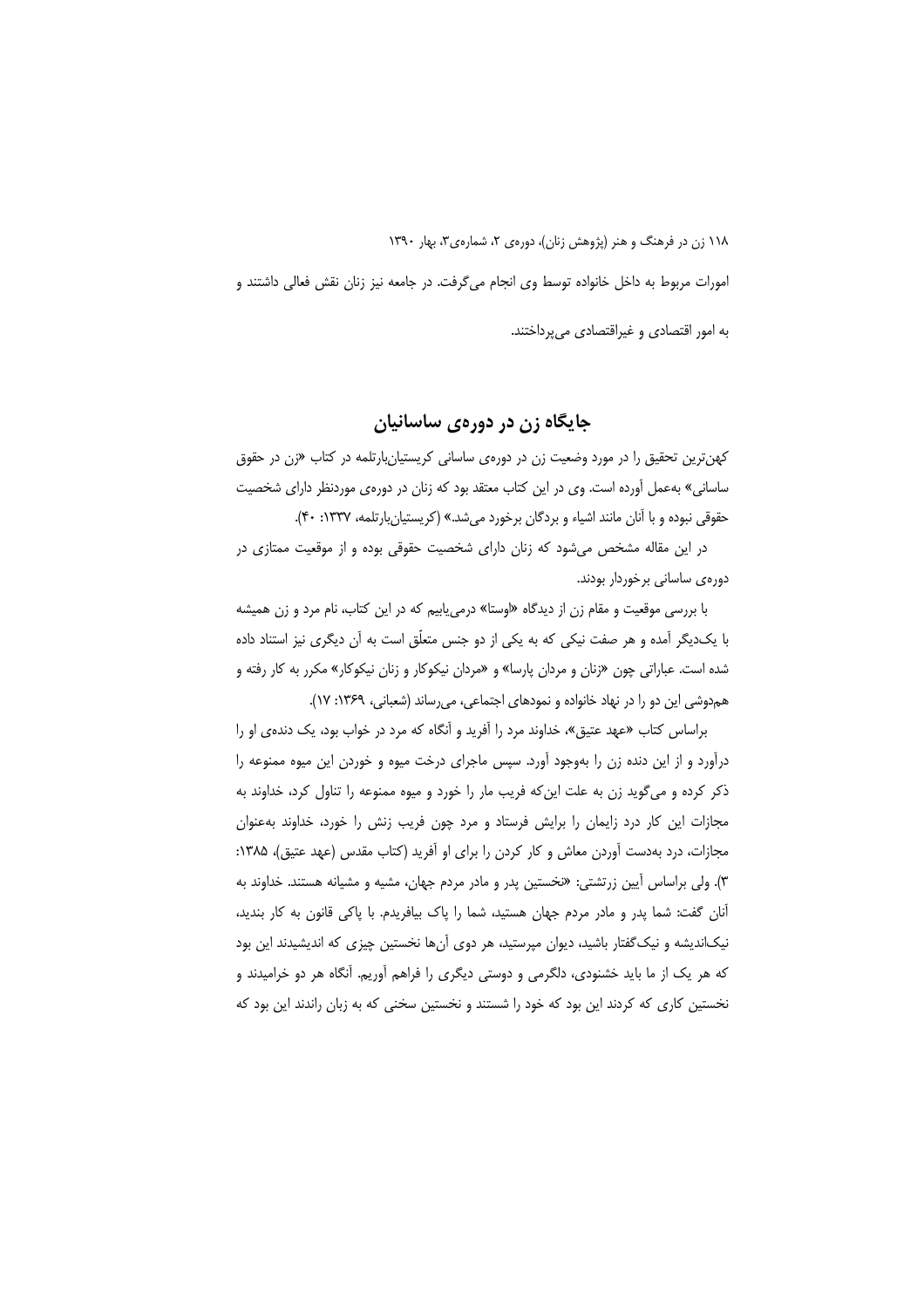امورات مربوط به داخل خانواده توسط وی انجام می‌گرفت. در جامعه نیز زنان نقش فعالی داشتند و به امور اقتصادی و غیراقتصادی می‌پرداختند.

## جایگاه زن در دوره‌ی ساسانیان

کهن‌ترین تحقیق را در مورد وضعیت زن در دوره‌ی ساسانی کریستیان‌بارتلمه در کتاب «زن در حقوق ساسانی» به‌عمل آورده است. وی در این کتاب معتقد بود که زنان در دوره‌ی موردنظر دارای شخصیت حقوقی نبوده و با آنان مانند اشیاء و بردگان برخورد می‌شد.» (کریستیان‌بارتلمه، ۱۳۳۷: ۴۰).

در این مقاله مشخص می‌شود که زنان دارای شخصیت حقوقی بوده و از موقعیت ممتازی در دوره‌ی ساسانی برخوردار بودند.

با بررسی موقعیت و مقام زن از دیدگاه «اوستا» درمی‌یابیم که در این کتاب، نام مرد و زن همیشه با یک‌دیگر آمده و هر صفت نیکی که به یکی از دو جنس متعلّق است به آن دیگری نیز استناد داده شده است. عباراتی چون «زنان و مردان پارسا» و «مردان نیکوکار و زنان نیکوکار» مکرر به کار رفته و هم‌دوشی این دو را در نهاد خانواده و نمودهای اجتماعی، می‌رساند (شعبانی، ۱۳۶۹: ۱۷).

براساس کتاب «عهد عتیق»، خداوند مرد را آفرید و آنگاه که مرد در خواب بود، یک دنده‌ی او را درآورد و از این دنده زن را به‌وجود آورد. سپس ماجرای درخت میوه و خوردن این میوه ممنوعه را ذکر کرده و می‌گوید زن به علت این‌که فریب مار را خورد و میوه ممنوعه را تناول کرد، خداوند به مجازات این کار درد زایمان را برایش فرستاد و مرد چون فریب زنش را خورد، خداوند به‌عنوان مجازات، درد به‌دست آوردن معاش و کار کردن را برای او آفرید (کتاب مقدس (عهد عتیق)، ۱۳۸۵: ۳). ولی براساس آیین زرتشتی: «نخستین پدر و مادر مردم جهان، مشیه و مشیانه هستند. خداوند به آنان گفت: شما پدر و مادر مردم جهان هستید، شما را پاک بیافریدم. با پاکی قانون به کار بندید، نیک‌اندیشه و نیک‌گفتار باشید، دیوان مپرستید، هر دوی آن‌ها نخستین چیزی که اندیشیدند این بود که هر یک از ما باید خشنودی، دلگرمی و دوستی دیگری را فراهم آوریم. آنگاه هر دو خرامیدند و نخستین کاری که کردند این بود که خود را شستند و نخستین سخنی که به زبان راندند این بود که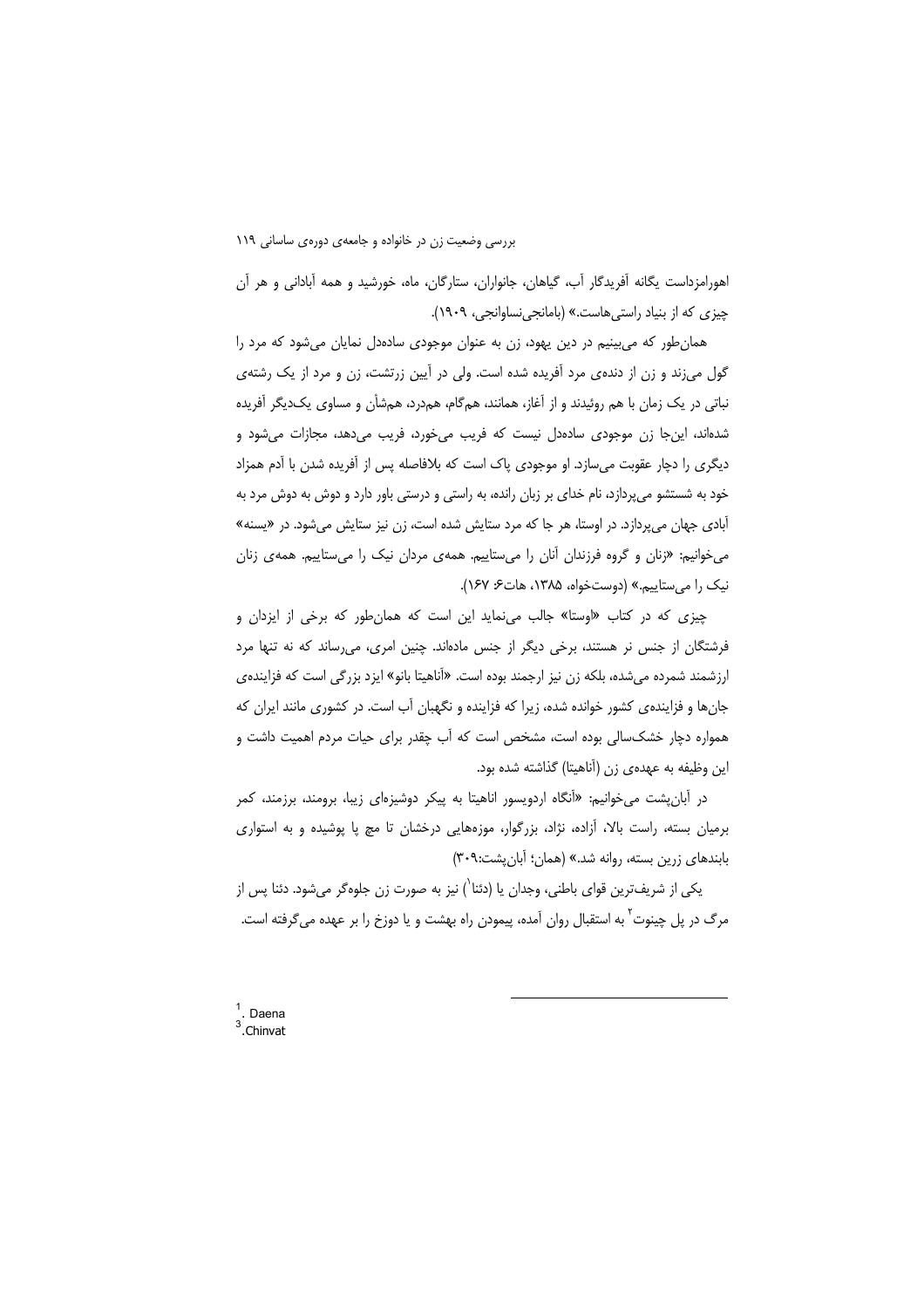اهورامزداست یگانه آفریدگار آب، گیاهان، جانوران، ستارگان، ماه، خورشید و همه آبادانی و هر آن چیزی که از بنیاد راستی‌هاست.» (بامانجی‌نساوانجی، ۱۹۰۹).

همان‌طور که می‌بینیم در دین یهود، زن به عنوان موجودی ساده‌دل نمایان می‌شود که مرد را گول می‌زند و زن از دنده‌ی مرد آفریده شده است. ولی در آیین زرتشت، زن و مرد از یک رشته‌ی نباتی در یک زمان با هم روئیدند و از آغاز، همانند، هم‌گام، هم‌درد، هم‌شأن و مساوی یک‌دیگر آفریده شده‌اند، این‌جا زن موجودی ساده‌دل نیست که فریب می‌خورد، فریب می‌دهد، مجازات می‌شود و دیگری را دچار عقوبت می‌سازد. او موجودی پاک است که بلافاصله پس از آفریده شدن با آدم همزاد خود به شستشو می‌پردازد، نام خدای بر زبان رانده، به راستی و درستی باور دارد و دوش به دوش مرد به آبادی جهان می‌پردازد. در اوستا، هر جا که مرد ستایش شده است، زن نیز ستایش می‌شود. در «یسنه» می‌خوانیم: «زنان و گروه فرزندان آنان را می‌ستاییم. همه‌ی مردان نیک را می‌ستاییم. همه‌ی زنان نیک را می‌ستاییم.» (دوست‌خواه، ۱۳۸۵، هات۶: ۱۶۷).

چیزی که در کتاب «اوستا» جالب می‌نماید این است که همان‌طور که برخی از ایزدان و فرشتگان از جنس نر هستند، برخی دیگر از جنس ماده‌اند. چنین امری، می‌رساند که نه تنها مرد ارزشمند شمرده می‌شده، بلکه زن نیز ارجمند بوده است. «آناهیتا بانو» ایزد بزرگی است که فزاینده‌ی جان‌ها و فزاینده‌ی کشور خوانده شده، زیرا که فزاینده و نگهبان آب است. در کشوری مانند ایران که همواره دچار خشک‌سالی بوده است، مشخص است که آب چقدر برای حیات مردم اهمیت داشت و این وظیفه به عهده‌ی زن (آناهیتا) گذاشته شده بود.

در آبان‌یشت می‌خوانیم: «آنگاه اردویسور اناهیتا به پیکر دوشیزه‌ای زیبا، برومند، برزمند، کمر برمیان بسته، راست بالا، آزاده، نژاد، بزرگوار، موزه‌هایی درخشان تا مچ پا پوشیده و به استواری بابندهای زرین بسته، روانه شد.» (همان؛ آبان‌یشت:۳۰۹)

یکی از شریف‌ترین قوای باطنی، وجدان یا (دئنا[1]) نیز به صورت زن جلوه‌گر می‌شود. دئنا پس از مرگ در پل چینوت[2] به استقبال روان آمده، پیمودن راه بهشت و یا دوزخ را بر عهده می‌گرفته است.

---

[1]. Daena

[3].Chinvat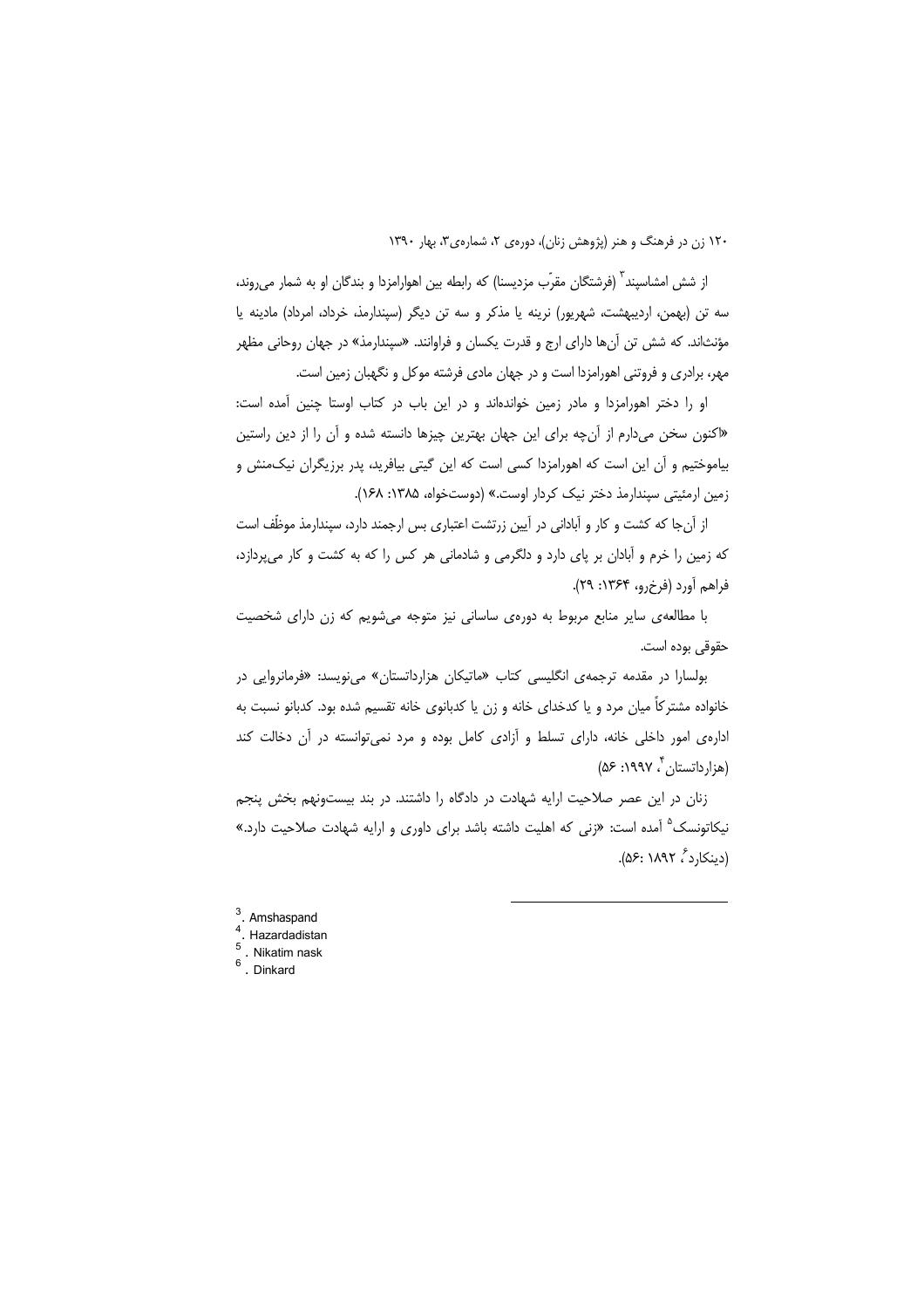از شش امشاسپند[3] (فرشتگان مقرّب مزدیسنا) که رابطه بین اهورامزدا و بندگان او به شمار می‌روند، سه تن (بهمن، اردیبهشت، شهریور) نرینه یا مذکر و سه تن دیگر (سپندارمذ، خرداد، امرداد) مادینه یا مؤنث‌اند. که شش تن آن‌ها دارای ارج و قدرت یکسان و فراوانند. «سپندارمذ» در جهان روحانی مظهر مهر، برادری و فروتنی اهورامزدا است و در جهان مادی فرشته موکل و نگهبان زمین است.

او را دختر اهورامزدا و مادر زمین خوانده‌اند و در این باب در کتاب اوستا چنین آمده است: «اکنون سخن می‌دارم از آن‌چه برای این جهان بهترین چیزها دانسته شده و آن را از دین راستین بیاموختیم و آن این است که اهورامزدا کسی است که این گیتی بیافرید، پدر برزیگران نیک‌منش و زمین ارمئیتی سپندارمذ دختر نیک کردار اوست.» (دوستخواه، ۱۳۸۵: ۱۶۸).

از آن‌جا که کشت و کار و آبادانی در آیین زرتشت اعتباری بس ارجمند دارد، سپندارمذ موظّف است که زمین را خرم و آبادان بر پای دارد و دلگرمی و شادمانی هر کس را که به کشت و کار می‌پردازد، فراهم آورد (فرخ‌رو، ۱۳۶۴: ۲۹).

با مطالعه‌ی سایر منابع مربوط به دوره‌ی ساسانی نیز متوجه می‌شویم که زن دارای شخصیت حقوقی بوده است.

بولسارا در مقدمه ترجمه‌ی انگلیسی کتاب «ماتیکان هزارداتستان» می‌نویسد: «فرمانروایی در خانواده مشترکاً میان مرد و یا کدخدای خانه و زن یا کدبانوی خانه تقسیم شده بود. کدبانو نسبت به اداره‌ی امور داخلی خانه، دارای تسلط و آزادی کامل بوده و مرد نمی‌توانسته در آن دخالت کند (هزارداتستان[4]، ۱۹۹۷: ۵۶)

زنان در این عصر صلاحیت ارایه شهادت در دادگاه را داشتند. در بند بیست‌ونهم بخش پنجم نیکاتونسک[5] آمده است: «زنی که اهلیت داشته باشد برای داوری و ارایه شهادت صلاحیت دارد.» (دینکارد[6]، ۱۸۹۲ :۵۶).

---

[3]. Amshaspand
[4]. Hazardadistan
[5]. Nikatim nask
[6]. Dinkard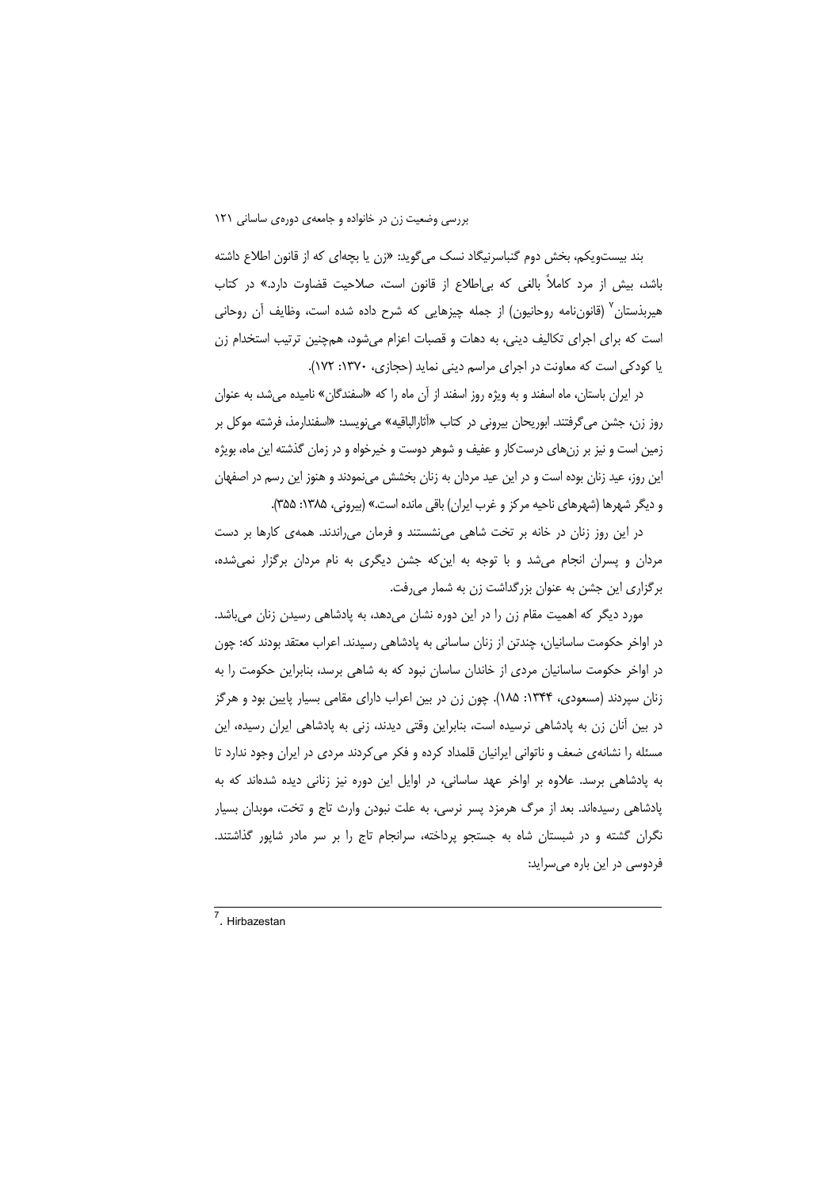بند بیست‌ویکم، بخش دوم گنباسرنیگاد نسک می‌گوید: «زن یا بچه‌ای که از قانون اطلاع داشته باشد، بیش از مرد کاملاً بالغی که بی‌اطلاع از قانون است، صلاحیت قضاوت دارد.» در کتاب هیربذستان[7] (قانون‌نامه روحانیون) از جمله چیزهایی که شرح داده شده است، وظایف آن روحانی است که برای اجرای تکالیف دینی، به دهات و قصبات اعزام می‌شود، همچنین ترتیب استخدام زن یا کودکی است که معاونت در اجرای مراسم دینی نماید (حجازی، ۱۳۷۰: ۱۷۲).

در ایران باستان، ماه اسفند و به ویژه روز اسفند از آن ماه را که «اسفندگان» نامیده می‌شد، به عنوان روز زن، جشن می‌گرفتند. ابوریحان بیرونی در کتاب «آثارالباقیه» می‌نویسد: «اسفندارمذ، فرشته موکل بر زمین است و نیز بر زن‌های درست‌کار و عفیف و شوهر دوست و خیرخواه و در زمان گذشته این ماه، بویژه این روز، عید زنان بوده است و در این عید مردان به زنان بخشش می‌نمودند و هنوز این رسم در اصفهان و دیگر شهرها (شهرهای ناحیه مرکز و غرب ایران) باقی مانده است.» (بیرونی، ۱۳۸۵: ۳۵۵).

در این روز زنان در خانه بر تخت شاهی می‌نشستند و فرمان می‌راندند. همه‌ی کارها بر دست مردان و پسران انجام می‌شد و با توجه به این‌که جشن دیگری به نام مردان برگزار نمی‌شده، برگزاری این جشن به عنوان بزرگداشت زن به شمار می‌رفت.

مورد دیگر که اهمیت مقام زن را در این دوره نشان می‌دهد، به پادشاهی رسیدن زنان می‌باشد. در اواخر حکومت ساسانیان، چندتن از زنان ساسانی به پادشاهی رسیدند. اعراب معتقد بودند که: چون در اواخر حکومت ساسانیان مردی از خاندان ساسان نبود که به شاهی برسد، بنابراین حکومت را به زنان سپردند (مسعودی، ۱۳۴۴: ۱۸۵). چون زن در بین اعراب دارای مقامی بسیار پایین بود و هرگز در بین آنان زن به پادشاهی نرسیده است، بنابراین وقتی دیدند، زنی به پادشاهی ایران رسیده، این مسئله را نشانه‌ی ضعف و ناتوانی ایرانیان قلمداد کرده و فکر می‌کردند مردی در ایران وجود ندارد تا به پادشاهی برسد. علاوه بر اواخر عهد ساسانی، در اوایل این دوره نیز زنانی دیده شده‌اند که به پادشاهی رسیده‌اند. بعد از مرگ هرمزد پسر نرسی، به علت نبودن وارث تاج و تخت، موبدان بسیار نگران گشته و در شبستان شاه به جستجو پرداخته، سرانجام تاج را بر سر مادر شاپور گذاشتند. فردوسی در این باره می‌سراید:

---

[7]. Hirbazestan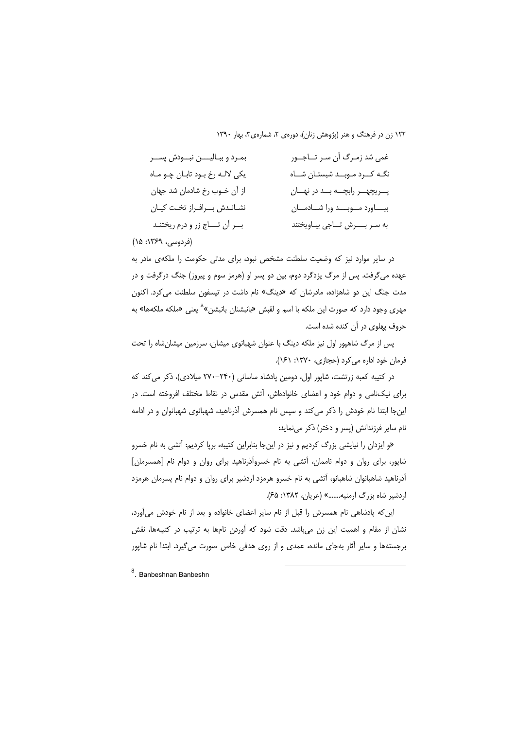| | |
|---|---|
| غمی شد زمرگ آن سر تاجور | بمرد و ببالین نبودش پسر |
| نگه کرد موبد شبستان شاه | یکی لاله رخ بود تابان چو ماه |
| پریچهر رابچه بد در نهان | از آن خوب رخ شادمان شد جهان |
| بیاورد موبد ورا شادمان | نشاندش برافراز تخت کیان |
| به سر برش تاجی بیاویختند | بر آن تاج زر و درم ریختند |

(فردوسی، ۱۳۶۹: ۱۵)

در سایر موارد نیز که وضعیت سلطنت مشخص نبود، برای مدتی حکومت را ملکه‌ی مادر به عهده می‌گرفت. پس از مرگ یزدگرد دوم، بین دو پسر او (هرمز سوم و پیروز) جنگ درگرفت و در مدت جنگ این دو شاهزاده، مادرشان که «دینگ» نام داشت در تیسفون سلطنت می‌کرد. اکنون مهری وجود دارد که صورت این ملکه با اسم و لقبش «بانبشنان بانبشن»[8] یعنی «ملکه ملکه‌ها» به حروف پهلوی در آن کنده شده است.

پس از مرگ شاهپور اول نیز ملکه دینگ با عنوان شهبانوی میشان، سرزمین میشان‌شاه را تحت فرمان خود اداره می‌کرد (حجازی، ۱۳۷۰: ۱۶۱).

در کتیبه کعبه زرتشت، شاپور اول، دومین پادشاه ساسانی (۲۴۰-۲۷۰ میلادی)، ذکر می‌کند که برای نیک‌نامی و دوام خود و اعضای خانواده‌اش، آتش مقدس در نقاط مختلف افروخته است. در این‌جا ابتدا نام خودش را ذکر می‌کند و سپس نام همسرش آذرناهید، شهبانوی شهبانوان و در ادامه نام سایر فرزندانش (پسر و دختر) ذکر می‌نماید:

«و ایزدان را نیایشی بزرگ کردیم و نیز در این‌جا بنابراین کتیبه، برپا کردیم: آتشی به نام خسرو شاپور، برای روان و دوام ناممان، آتشی به نام خسروآذرناهید برای روان و دوام نام [همسرمان] آذرناهید شاهبانوان شاهبانو، آتشی به نام خسرو هرمزد اردشیر برای روان و دوام نام پسرمان هرمزد اردشیر شاه بزرگ ارمنیه......» (عریان، ۱۳۸۲: ۶۵).

این‌که پادشاهی نام همسرش را قبل از نام سایر اعضای خانواده و بعد از نام خودش می‌آورد، نشان از مقام و اهمیت این زن می‌باشد. دقت شود که آوردن نام‌ها به ترتیب در کتیبه‌ها، نقش برجسته‌ها و سایر آثار به‌جای مانده، عمدی و از روی هدفی خاص صورت می‌گیرد. ابتدا نام شاپور

---

8. Banbeshnan Banbeshn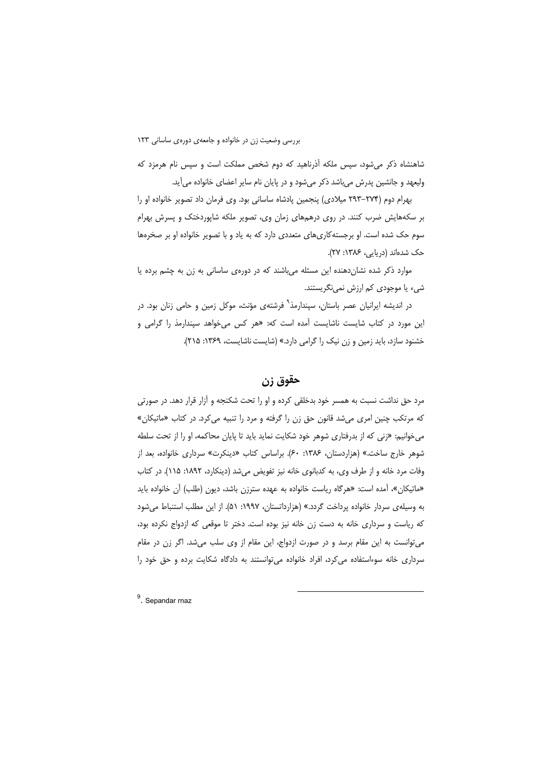شاهنشاه ذکر می‌شود، سپس ملکه آذرناهید که دوم شخص مملکت است و سپس نام هرمزد که ولیعهد و جانشین پدرش می‌باشد ذکر می‌شود و در پایان نام سایر اعضای خانواده می‌آید.

بهرام دوم (۲۷۴-۲۹۳ میلادی) پنجمین پادشاه ساسانی بود. وی فرمان داد تصویر خانواده او را بر سکه‌هایش ضرب کنند. در روی درهم‌های زمان وی، تصویر ملکه شاپوردختک و پسرش بهرام سوم حک شده است. او برجسته‌کاری‌های متعددی دارد که به یاد و با تصویر خانواده او بر صخره‌ها حک شده‌اند (دریایی، ۱۳۸۶: ۲۷).

موارد ذکر شده نشان‌دهنده این مسئله می‌باشند که در دوره‌ی ساسانی به زن به چشم برده یا شیء یا موجودی کم ارزش نمی‌نگریستند.

در اندیشه ایرانیان عصر باستان، سپندارمذ[9] فرشته‌ی مؤنث، موکل زمین و حامی زنان بود. در این مورد در کتاب شایست ناشایست آمده است که: «هر کس می‌خواهد سپندارمذ را گرامی و خشنود سازد، باید زمین و زن نیک را گرامی دارد.» (شایست ناشایست، ۱۳۶۹: ۲۱۵).

## حقوق زن

مرد حق نداشت نسبت به همسر خود بدخلقی کرده و او را تحت شکنجه و آزار قرار دهد. در صورتی که مرتکب چنین امری می‌شد قانون حق زن را گرفته و مرد را تنبیه می‌کرد. در کتاب «ماتیکان» می‌خوانیم: «زنی که از بدرفتاری شوهر خود شکایت نماید باید تا پایان محاکمه، او را از تحت سلطه شوهر خارج ساخت.» (هزاردستان، ۱۳۸۶: ۶۰). براساس کتاب «دینکرت» سرداری خانواده، بعد از وفات مرد خانه و از طرف وی، به کدبانوی خانه نیز تفویض می‌شد (دینکارد، ۱۸۹۲: ۱۱۵). در کتاب «ماتیکان»، آمده است: «هرگاه ریاست خانواده به عهده سترزن باشد، دیون (طلب) آن خانواده باید به وسیله‌ی سردار خانواده پرداخت گردد.» (هزارداتستان، ۱۹۹۷: ۵۱). از این مطلب استنباط می‌شود که ریاست و سرداری خانه به دست زن خانه نیز بوده است. دختر تا موقعی که ازدواج نکرده بود، می‌توانست به این مقام برسد و در صورت ازدواج، این مقام از وی سلب می‌شد. اگر زن در مقام سرداری خانه سوءاستفاده می‌کرد، افراد خانواده می‌توانستند به دادگاه شکایت برده و حق خود را

---

[9]. Sepandar rnaz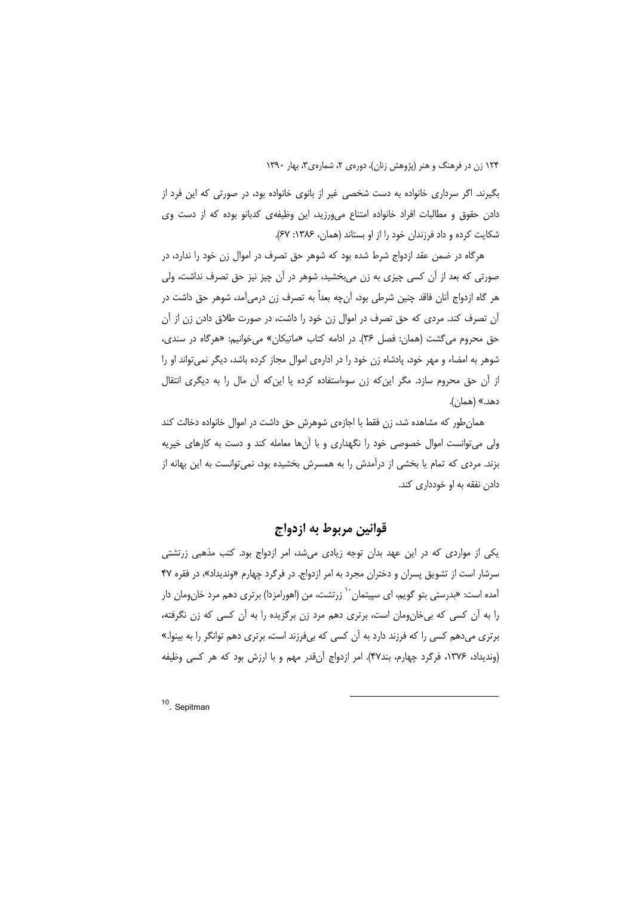بگیرند. اگر سرداری خانواده به دست شخصی غیر از بانوی خانواده بود، در صورتی که این فرد از دادن حقوق و مطالبات افراد خانواده امتناع می‌ورزید، این وظیفه‌ی کدبانو بوده که از دست وی شکایت کرده و داد فرزندان خود را از او بستاند (همان، ۱۳۸۶: ۶۷).

هرگاه در ضمن عقد ازدواج شرط شده بود که شوهر حق تصرف در اموال زن خود را ندارد، در صورتی که بعد از آن کسی چیزی به زن می‌بخشید، شوهر در آن چیز نیز حق تصرف نداشت، ولی هر گاه ازدواج آنان فاقد چنین شرطی بود، آن‌چه بعداً به تصرف زن درمی‌آمد، شوهر حق داشت در آن تصرف کند. مردی که حق تصرف در اموال زن خود را داشت، در صورت طلاق دادن زن از آن حق محروم می‌گشت (همان: فصل ۳۶). در ادامه کتاب «ماتیکان» می‌خوانیم: «هرگاه در سندی، شوهر به امضاء و مهر خود، پادشاه زن خود را در اداره‌ی اموال مجاز کرده باشد، دیگر نمی‌تواند او را از آن حق محروم سازد. مگر این‌که زن سوءاستفاده کرده یا این‌که آن مال را به دیگری انتقال دهد.» (همان).

همان‌طور که مشاهده شد، زن فقط با اجازه‌ی شوهرش حق داشت در اموال خانواده دخالت کند ولی می‌توانست اموال خصوصی خود را نگهداری و با آن‌ها معامله کند و دست به کارهای خیریه بزند. مردی که تمام یا بخشی از درآمدش را به همسرش بخشیده بود، نمی‌توانست به این بهانه از دادن نفقه به او خودداری کند.

## قوانین مربوط به ازدواج

یکی از مواردی که در این عهد بدان توجه زیادی می‌شد، امر ازدواج بود. کتب مذهبی زرتشتی سرشار است از تشویق پسران و دختران مجرد به امر ازدواج. در فرگرد چهارم «وندیداد»، در فقره ۴۷ آمده است: «بدرستی بتو گویم، ای سپیتمان[10] زرتشت، من (اهورامزدا) برتری دهم مرد خان‌ومان دار را به آن کسی که بی‌خان‌ومان است، برتری دهم مرد زن برگزیده را به آن کسی که زن نگرفته، برتری می‌دهم کسی را که فرزند دارد به آن کسی که بی‌فرزند است، برتری دهم توانگر را به بینوا.» (وندیداد، ۱۳۷۶، فرگرد چهارم، بند۴۷). امر ازدواج آن‌قدر مهم و با ارزش بود که هر کسی وظیفه

---

[10]. Sepitman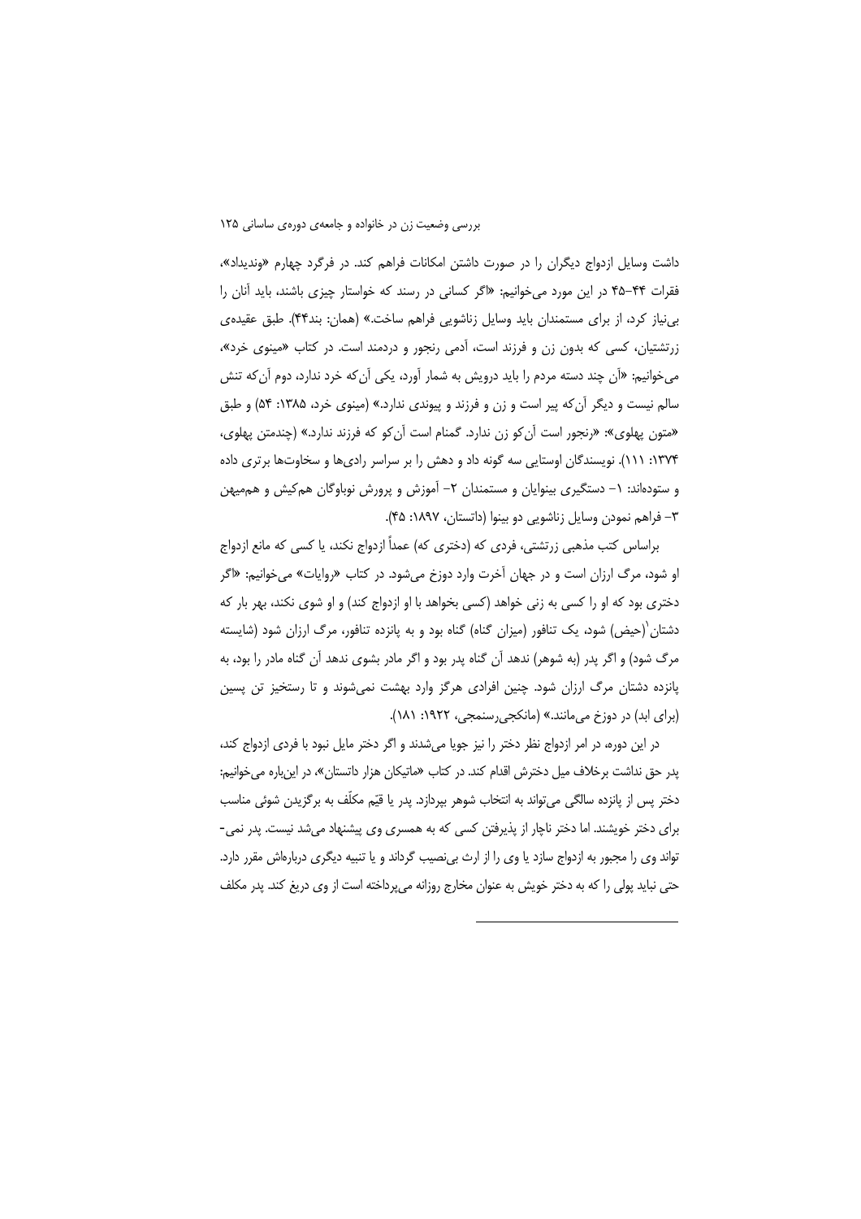داشت وسایل ازدواج دیگران را در صورت داشتن امکانات فراهم کند. در فرگرد چهارم «وندیداد»، فقرات ۴۴-۴۵ در این مورد می‌خوانیم: «اگر کسانی در رسند که خواستار چیزی باشند، باید آنان را بی‌نیاز کرد، از برای مستمندان باید وسایل زناشویی فراهم ساخت.» (همان: بند۴۴). طبق عقیده‌ی زرتشتیان، کسی که بدون زن و فرزند است، آدمی رنجور و دردمند است. در کتاب «مینوی خرد»، می‌خوانیم: «آن چند دسته مردم را باید درویش به شمار آورد، یکی آن‌که خرد ندارد، دوم آن‌که تنش سالم نیست و دیگر آن‌که پیر است و زن و فرزند و پیوندی ندارد.» (مینوی خرد، ۱۳۸۵: ۵۴) و طبق «متون پهلوی»: «رنجور است آن‌کو زن ندارد. گمنام است آن‌کو که فرزند ندارد.» (چندمتن پهلوی، ۱۳۷۴: ۱۱۱). نویسندگان اوستایی سه گونه داد و دهش را بر سراسر رادی‌ها و سخاوت‌ها برتری داده و ستوده‌اند: ۱- دستگیری بینوایان و مستمندان ۲- آموزش و پرورش نوباوگان هم‌کیش و هم‌میهن ۳- فراهم نمودن وسایل زناشویی دو بینوا (داتستان، ۱۸۹۷: ۴۵).

براساس کتب مذهبی زرتشتی، فردی که (دختری که) عمداً ازدواج نکند، یا کسی که مانع ازدواج او شود، مرگ ارزان است و در جهان آخرت وارد دوزخ می‌شود. در کتاب «روایات» می‌خوانیم: «اگر دختری بود که او را کسی به زنی خواهد (کسی بخواهد با او ازدواج کند) و او شوی نکند، بهر بار که دشتان[1](حیض) شود، یک تنافور (میزان گناه) گناه بود و به پانزده تنافور، مرگ ارزان شود (شایسته مرگ شود) و اگر پدر (به شوهر) ندهد آن گناه پدر بود و اگر مادر بشوی ندهد آن گناه مادر را بود، به پانزده دشتان مرگ ارزان شود. چنین افرادی هرگز وارد بهشت نمی‌شوند و تا رستخیز تن پسین (برای ابد) در دوزخ می‌مانند.» (مانکجی‌رسنمجی، ۱۹۲۲: ۱۸۱).

در این دوره، در امر ازدواج نظر دختر را نیز جویا می‌شدند و اگر دختر مایل نبود با فردی ازدواج کند، پدر حق نداشت برخلاف میل دخترش اقدام کند. در کتاب «ماتیکان هزار داتستان»، در این‌باره می‌خوانیم: دختر پس از پانزده سالگی می‌تواند به انتخاب شوهر بپردازد. پدر یا قیّم مکلّف به برگزیدن شوئی مناسب برای دختر خویشند. اما دختر ناچار از پذیرفتن کسی که به همسری وی پیشنهاد می‌شد نیست. پدر نمی‌-تواند وی را مجبور به ازدواج سازد یا وی را از ارث بی‌نصیب گرداند و یا تنبیه دیگری درباره‌اش مقرر دارد. حتی نباید پولی را که به دختر خویش به عنوان مخارج روزانه می‌پرداخته است از وی دریغ کند. پدر مکلف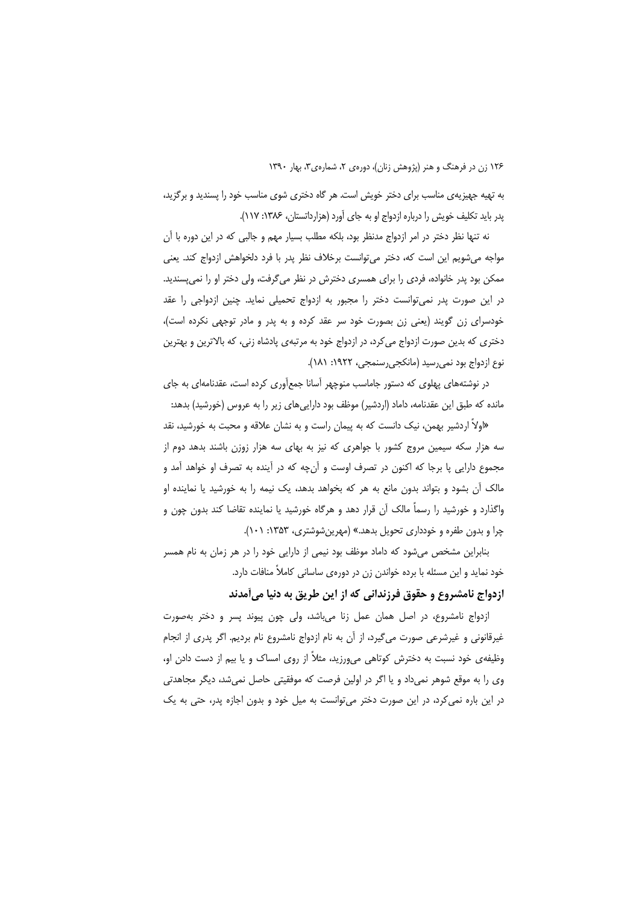به تهیه جهیزه‌ی مناسب برای دختر خویش است. هر گاه دختری شوی مناسب خود را پسندید و برگزید، پدر باید تکلیف خویش را درباره ازدواج او به جای آورد (هزارداتستان، ۱۳۸۶: ۱۱۷).

نه تنها نظر دختر در امر ازدواج مدنظر بود، بلکه مطلب بسیار مهم و جالبی که در این دوره با آن مواجه می‌شویم این است که، دختر می‌توانست برخلاف نظر پدر با فرد دلخواهش ازدواج کند. یعنی ممکن بود پدر خانواده، فردی را برای همسری دخترش در نظر می‌گرفت، ولی دختر او را نمی‌پسندید. در این صورت پدر نمی‌توانست دختر را مجبور به ازدواج تحمیلی نماید. چنین ازدواجی را عقد خودسرای زن گویند (یعنی زن بصورت خود سر عقد کرده و به پدر و مادر توجهی نکرده است)، دختری که بدین صورت ازدواج می‌کرد، در ازدواج خود به مرتبه‌ی پادشاه زنی، که بالاترین و بهترین نوع ازدواج بود نمی‌رسید (مانکجی‌رسنمجی، ۱۹۲۲: ۱۸۱).

در نوشته‌های پهلوی که دستور جاماسب منوچهر آسانا جمع‌آوری کرده است، عقدنامه‌ای به جای مانده که طبق این عقدنامه، داماد (اردشیر) موظف بود دارایی‌های زیر را به عروس (خورشید) بدهد:

«اولاً اردشیر بهمن، نیک دانست که به پیمان راست و به نشان علاقه و محبت به خورشید، نقد سه هزار سکه سیمین مروج کشور با جواهری که نیز به بهای سه هزار زوزن باشند بدهد دوم از مجموع دارایی پا برجا که اکنون در تصرف اوست و آن‌چه که در آینده به تصرف او خواهد آمد و مالک آن بشود و بتواند بدون مانع به هر که بخواهد بدهد، یک نیمه را به خورشید یا نماینده او واگذارد و خورشید را رسماً مالک آن قرار دهد و هرگاه خورشید یا نماینده تقاضا کند بدون چون و چرا و بدون طفره و خودداری تحویل بدهد.» (مهرین‌شوشتری، ۱۳۵۳: ۱۰۱).

بنابراین مشخص می‌شود که داماد موظف بود نیمی از دارایی خود را در هر زمان به نام همسر خود نماید و این مسئله با برده خواندن زن در دوره‌ی ساسانی کاملاً منافات دارد.

## ازدواج نامشروع و حقوق فرزندانی که از این طریق به دنیا می‌آمدند

ازدواج نامشروع، در اصل همان عمل زنا می‌باشد، ولی چون پیوند پسر و دختر به‌صورت غیرقانونی و غیرشرعی صورت می‌گیرد، از آن به نام ازدواج نامشروع نام بردیم. اگر پدری از انجام وظیفه‌ی خود نسبت به دخترش کوتاهی می‌ورزید، مثلاً از روی امساک و یا بیم از دست دادن او، وی را به موقع شوهر نمی‌داد و یا اگر در اولین فرصت که موفقیتی حاصل نمی‌شد، دیگر مجاهدتی در این باره نمی‌کرد، در این صورت دختر می‌توانست به میل خود و بدون اجازه پدر، حتی به یک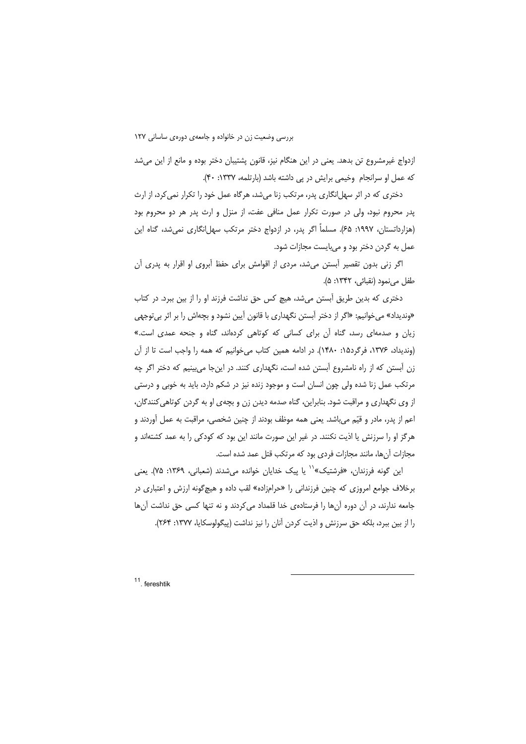ازدواج غیرمشروع تن بدهد. یعنی در این هنگام نیز، قانون پشتیبان دختر بوده و مانع از این می‌شد که عمل او سرانجام وخیمی برایش در پی داشته باشد (بارتلمه، ۱۳۳۷: ۴۰).

دختری که در اثر سهل‌انگاری پدر، مرتکب زنا می‌شد، هرگاه عمل خود را تکرار نمی‌کرد، از ارث پدر محروم نبود، ولی در صورت تکرار عمل منافی عفت، از منزل و ارث پدر هر دو محروم بود (هزارداتستان، ۱۹۹۷: ۶۵). مسلماً اگر پدر، در ازدواج دختر مرتکب سهل‌انگاری نمی‌شد، گناه این عمل به گردن دختر بود و می‌بایست مجازات شود.

اگر زنی بدون تقصیر آبستن می‌شد، مردی از اقوامش برای حفظ آبروی او اقرار به پدری آن طفل می‌نمود (نقبائی، ۱۳۴۲: ۵).

دختری که بدین طریق آبستن می‌شد، هیچ کس حق نداشت فرزند او را از بین ببرد. در کتاب «وندیداد» می‌خوانیم: «اگر از دختر آبستن نگهداری با قانون آیین نشود و بچه‌اش را بر اثر بی‌توجهی زیان و صدمه‌ای رسد، گناه آن برای کسانی که کوتاهی کرده‌اند، گناه و جنحه عمدی است.» (وندیداد، ۱۳۷۶، فرگرد۱۵: ۱۴۸۰). در ادامه همین کتاب می‌خوانیم که همه را واجب است تا از آن زن آبستن که از راه نامشروع آبستن شده است، نگهداری کنند. در اینجا می‌بینیم که دختر اگر چه مرتکب عمل زنا شده ولی چون انسان است و موجود زنده نیز در شکم دارد، باید به خوبی و درستی از وی نگهداری و مراقبت شود. بنابراین، گناه صدمه دیدن زن و بچه‌ی او به گردن کوتاهی‌کنندگان، اعم از پدر، مادر و قیّم می‌باشد. یعنی همه موظف بودند از چنین شخصی، مراقبت به عمل آوردند و هرگز او را سرزنش یا اذیت نکنند. در غیر این صورت مانند این بود که کودکی را به عمد کشته‌اند و مجازات آن‌ها، مانند مجازات فردی بود که مرتکب قتل عمد شده است.

این گونه فرزندان، «فرشتیک»[11] یا پیک خدایان خوانده می‌شدند (شعبانی، ۱۳۶۹: ۷۵). یعنی برخلاف جوامع امروزی که چنین فرزندانی را «حرامزاده» لقب داده و هیچ‌گونه ارزش و اعتباری در جامعه ندارند، در آن دوره آن‌ها را فرستاده‌ی خدا قلمداد می‌کردند و نه تنها کسی حق نداشت آن‌ها را از بین ببرد، بلکه حق سرزنش و اذیت کردن آنان را نیز نداشت (پیگولوسکایا، ۱۳۷۷: ۲۶۴).

---

[11]. fereshtik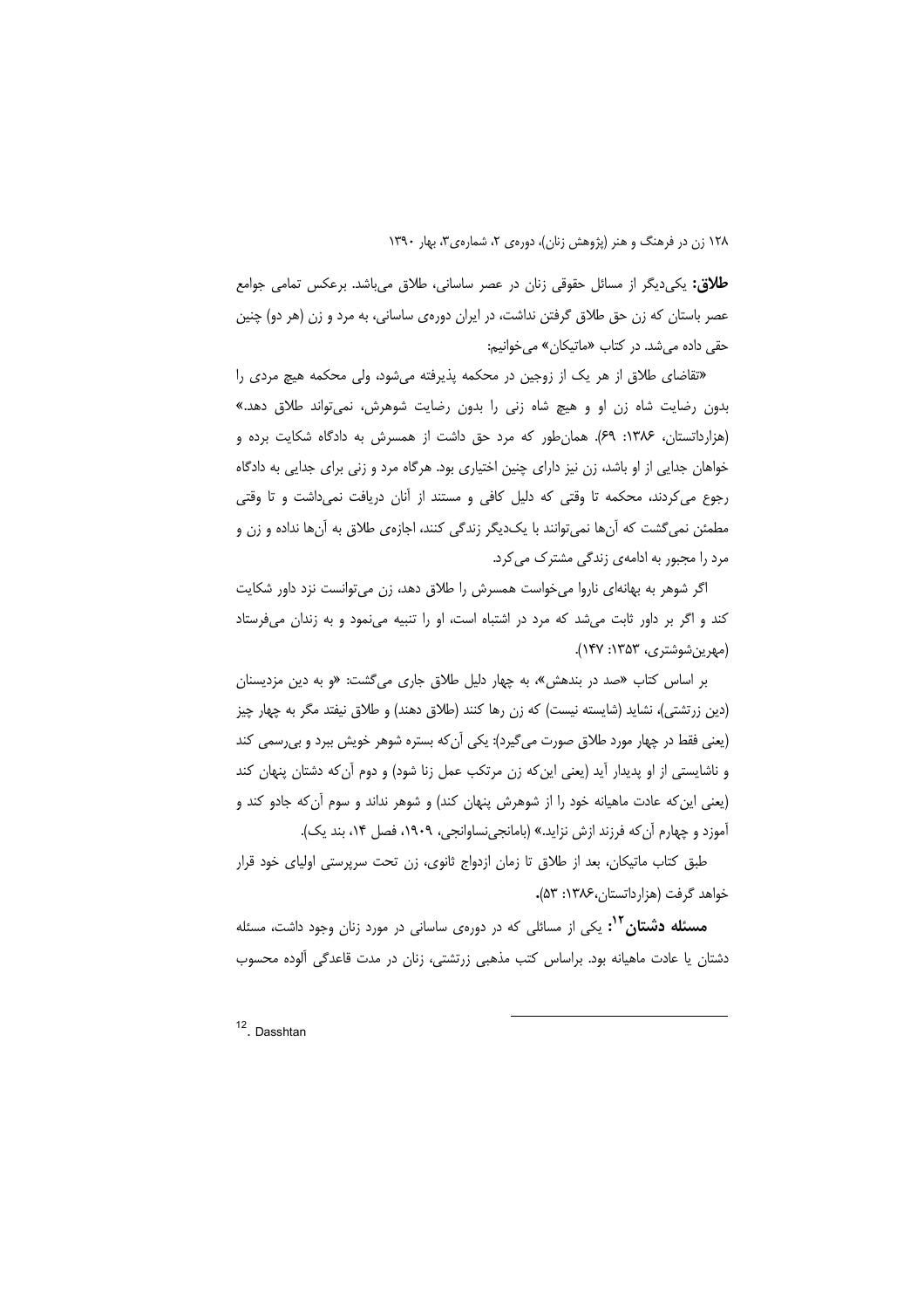**طلاق:** یکی‌دیگر از مسائل حقوقی زنان در عصر ساسانی، طلاق می‌باشد. برعکس تمامی جوامع عصر باستان که زن حق طلاق گرفتن نداشت، در ایران دوره‌ی ساسانی، به مرد و زن (هر دو) چنین حقی داده می‌شد. در کتاب «ماتیکان» می‌خوانیم:

«تقاضای طلاق از هر یک از زوجین در محکمه پذیرفته می‌شود، ولی محکمه هیچ مردی را بدون رضایت شاه زن او و هیچ شاه زنی را بدون رضایت شوهرش، نمی‌تواند طلاق دهد.» (هزارداتستان، ۱۳۸۶: ۶۹). همان‌طور که مرد حق داشت از همسرش به دادگاه شکایت برده و خواهان جدایی از او باشد، زن نیز دارای چنین اختیاری بود. هرگاه مرد و زنی برای جدایی به دادگاه رجوع می‌کردند، محکمه تا وقتی که دلیل کافی و مستند از آنان دریافت نمی‌داشت و تا وقتی مطمئن نمی‌گشت که آن‌ها نمی‌توانند با یک‌دیگر زندگی کنند، اجازه‌ی طلاق به آن‌ها نداده و زن و مرد را مجبور به ادامه‌ی زندگی مشترک می‌کرد.

اگر شوهر به بهانه‌ای ناروا می‌خواست همسرش را طلاق دهد، زن می‌توانست نزد داور شکایت کند و اگر بر داور ثابت می‌شد که مرد در اشتباه است، او را تنبیه می‌نمود و به زندان می‌فرستاد (مهرین‌شوشتری، ۱۳۵۳: ۱۴۷).

بر اساس کتاب «صد در بندهش»، به چهار دلیل طلاق جاری می‌گشت: «و به دین مزدیسنان (دین زرتشتی)، نشاید (شایسته نیست) که زن رها کنند (طلاق دهند) و طلاق نیفتد مگر به چهار چیز (یعنی فقط در چهار مورد طلاق صورت می‌گیرد): یکی آن‌که بستره شوهر خویش ببرد و بی‌رسمی کند و ناشایستی از او پدیدار آید (یعنی این‌که زن مرتکب عمل زنا شود) و دوم آن‌که دشتان پنهان کند (یعنی این‌که عادت ماهیانه خود را از شوهرش پنهان کند) و شوهر نداند و سوم آن‌که جادو کند و آموزد و چهارم آن‌که فرزند ازش نزاید.» (بامانجی‌نساوانجی، ۱۹۰۹، فصل ۱۴، بند یک).

طبق کتاب ماتیکان، بعد از طلاق تا زمان ازدواج ثانوی، زن تحت سرپرستی اولیای خود قرار خواهد گرفت (هزارداتستان،۱۳۸۶: ۵۳).

**مسئله دشتان[12]:** یکی از مسائلی که در دوره‌ی ساسانی در مورد زنان وجود داشت، مسئله دشتان یا عادت ماهیانه بود. براساس کتب مذهبی زرتشتی، زنان در مدت قاعدگی آلوده محسوب

---

[12]. Dasshtan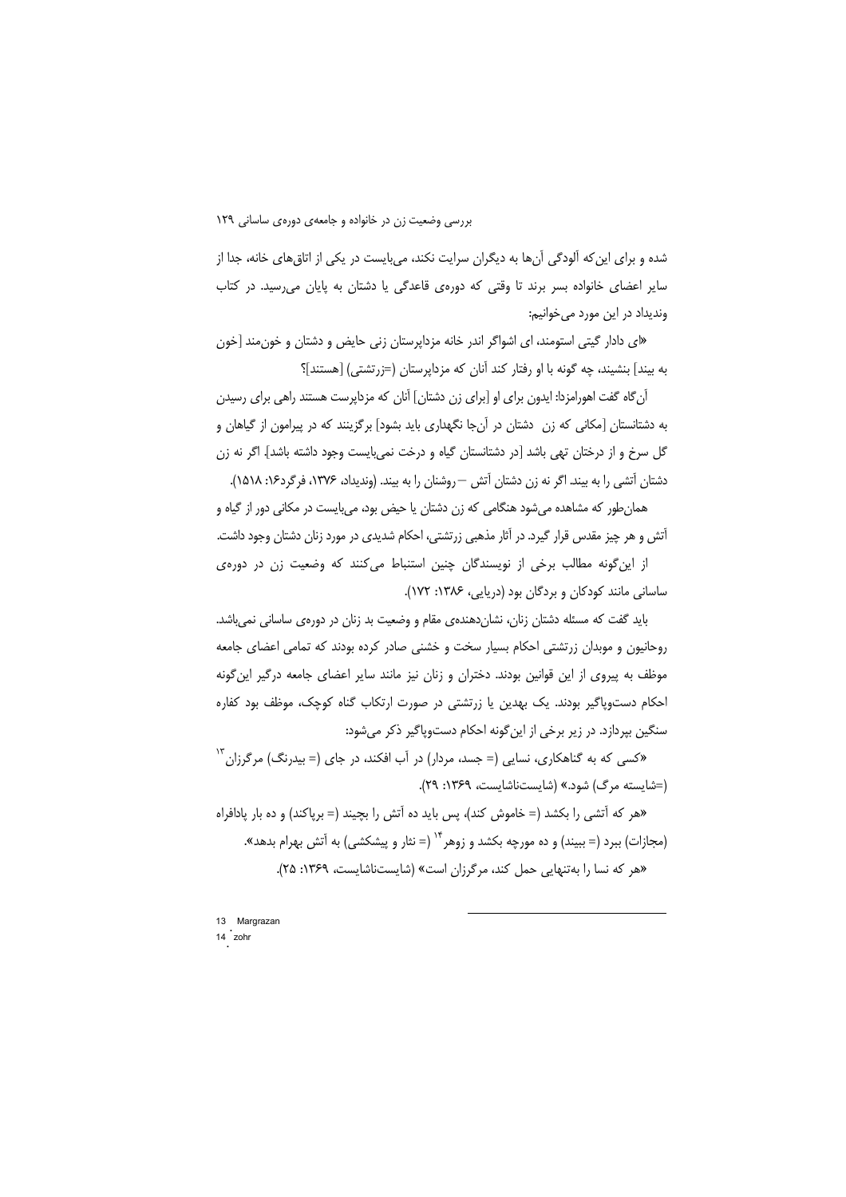شده و برای این‌که آلودگی آن‌ها به دیگران سرایت نکند، می‌بایست در یکی از اتاق‌های خانه، جدا از سایر اعضای خانواده بسر برند تا وقتی که دوره‌ی قاعدگی یا دشتان به پایان می‌رسید. در کتاب وندیداد در این مورد می‌خوانیم:

«ای دادار گیتی استومند، ای اشواگر اندر خانه مزداپرستان زنی حایض و دشتان و خون‌مند [خون به بیند] بنشیند، چه گونه با او رفتار کند آنان که مزداپرستان (=زرتشتی) [هستند]؟

آن‌گاه گفت اهورامزدا: ایدون برای او [برای زن دشتان] آنان که مزداپرست هستند راهی برای رسیدن به دشتانستان [مکانی که زن دشتان در آن‌جا نگهداری باید بشود] برگزینند که در پیرامون از گیاهان و گل سرخ و از درختان تهی باشد [در دشتانستان گیاه و درخت نمی‌بایست وجود داشته باشد]. اگر نه زن دشتان آتشی را به بیند. اگر نه زن دشتان آتش –روشنان را به بیند. (وندیداد، ۱۳۷۶، فرگرد۱۶: ۱۵۱۸).

همان‌طور که مشاهده می‌شود هنگامی که زن دشتان یا حیض بود، می‌بایست در مکانی دور از گیاه و آتش و هر چیز مقدس قرار گیرد. در آثار مذهبی زرتشتی، احکام شدیدی در مورد زنان دشتان وجود داشت.

از این‌گونه مطالب برخی از نویسندگان چنین استنباط می‌کنند که وضعیت زن در دوره‌ی ساسانی مانند کودکان و بردگان بود (دریایی، ۱۳۸۶: ۱۷۲).

باید گفت که مسئله دشتان زنان، نشان‌دهنده‌ی مقام و وضعیت بد زنان در دوره‌ی ساسانی نمی‌باشد. روحانیون و موبدان زرتشتی احکام بسیار سخت و خشنی صادر کرده بودند که تمامی اعضای جامعه موظف به پیروی از این قوانین بودند. دختران و زنان نیز مانند سایر اعضای جامعه درگیر این‌گونه احکام دست‌وپاگیر بودند. یک بهدین یا زرتشتی در صورت ارتکاب گناه کوچک، موظف بود کفاره سنگین بپردازد. در زیر برخی از این‌گونه احکام دست‌وپاگیر ذکر می‌شود:

«کسی که به گناهکاری، نسایی (= جسد، مردار) در آب افکند، در جای (= بیدرنگ) مرگرزان[13] (=شایسته مرگ) شود.» (شایست‌ناشایست، ۱۳۶۹: ۲۹).

«هر که آتشی را بکشد (= خاموش کند)، پس باید ده آتش را بچیند (= برپاکند) و ده بار پادافراه (مجازات) ببرد (= ببیند) و ده مورچه بکشد و زوهر[14] (= نثار و پیشکشی) به آتش بهرام بدهد».

«هر که نسا را به‌تنهایی حمل کند، مرگرزان است» (شایست‌ناشایست، ۱۳۶۹: ۲۵).

---

13 Margrazan

14 zohr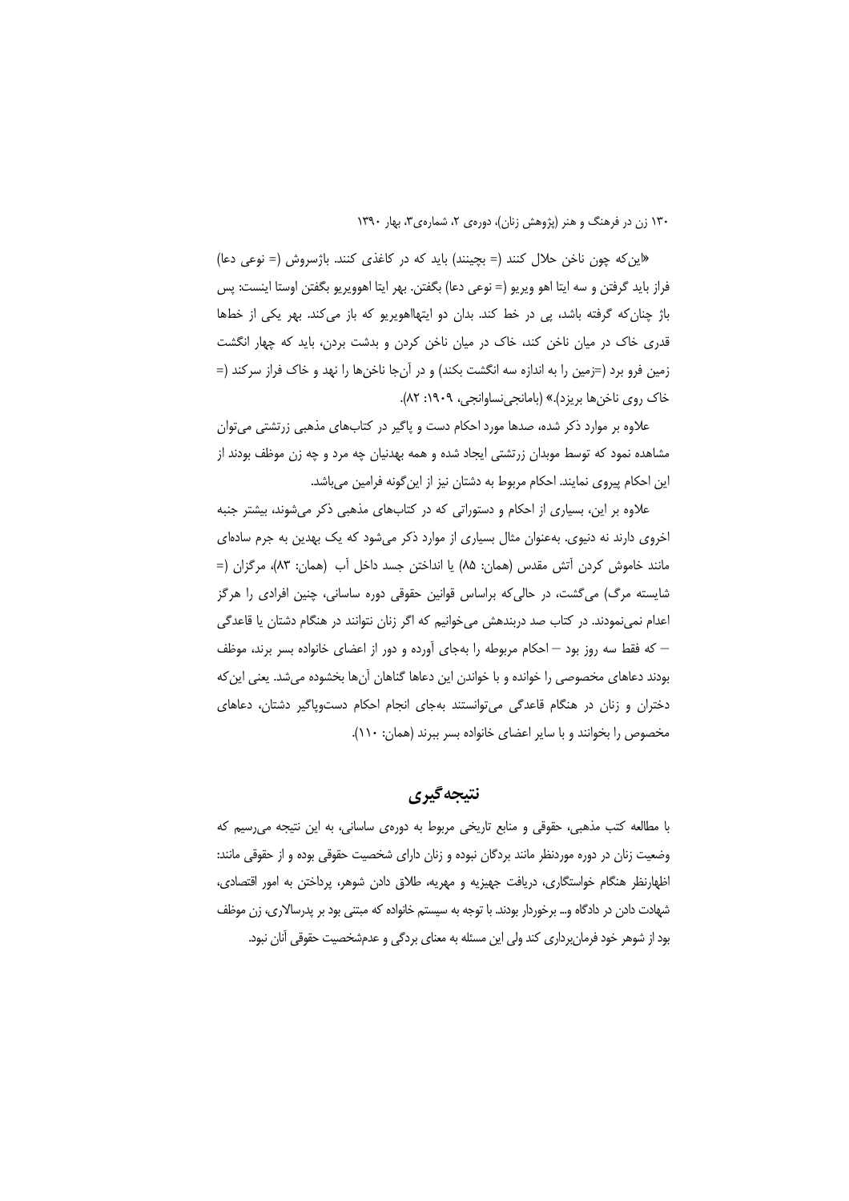«این‌که چون ناخن حلال کنند (= بچینند) باید که در کاغذی کنند. باژسروش (= نوعی دعا) فراز باید گرفتن و سه ایتا اهو ویریو (= نوعی دعا) بگفتن. بهر ایتا اهوویریو بگفتن اوستا اینست: پس باژ چنان‌که گرفته باشد، پی در خط کند. بدان دو ایتهااهویریو که باز می‌کند. بهر یکی از خطها قدری خاک در میان ناخن کند، خاک در میان ناخن کردن و بدشت بردن، باید که چهار انگشت زمین فرو برد (=زمین را به اندازه سه انگشت بکند) و در آن‌جا ناخن‌ها را نهد و خاک فراز سرکند (= خاک روی ناخن‌ها بریزد).» (بامانجی‌نساوانجی، ۱۹۰۹: ۸۲).

علاوه بر موارد ذکر شده، صدها مورد احکام دست و پاگیر در کتاب‌های مذهبی زرتشتی می‌توان مشاهده نمود که توسط موبدان زرتشتی ایجاد شده و همه بهدنیان چه مرد و چه زن موظف بودند از این احکام پیروی نمایند. احکام مربوط به دشتان نیز از این‌گونه فرامین می‌باشد.

علاوه بر این، بسیاری از احکام و دستوراتی که در کتاب‌های مذهبی ذکر می‌شوند، بیشتر جنبه اخروی دارند نه دنیوی. به‌عنوان مثال بسیاری از موارد ذکر می‌شود که یک بهدین به جرم ساده‌ای مانند خاموش کردن آتش مقدس (همان: ۸۵) یا انداختن جسد داخل آب (همان: ۸۳)، مرگزان (= شایسته مرگ) می‌گشت، در حالی‌که براساس قوانین حقوقی دوره ساسانی، چنین افرادی را هرگز اعدام نمی‌نمودند. در کتاب صد دربندهش می‌خوانیم که اگر زنان نتوانند در هنگام دشتان یا قاعدگی – که فقط سه روز بود – احکام مربوطه را به‌جای آورده و دور از اعضای خانواده بسر برند، موظف بودند دعاهای مخصوصی را خوانده و با خواندن این دعاها گناهان آن‌ها بخشوده می‌شد. یعنی این‌که دختران و زنان در هنگام قاعدگی می‌توانستند به‌جای انجام احکام دست‌وپاگیر دشتان، دعاهای مخصوص را بخوانند و با سایر اعضای خانواده بسر ببرند (همان: ۱۱۰).

## نتیجه‌گیری

با مطالعه کتب مذهبی، حقوقی و منابع تاریخی مربوط به دوره‌ی ساسانی، به این نتیجه می‌رسیم که وضعیت زنان در دوره موردنظر مانند بردگان نبوده و زنان دارای شخصیت حقوقی بوده و از حقوقی مانند: اظهارنظر هنگام خواستگاری، دریافت جهیزیه و مهریه، طلاق دادن شوهر، پرداختن به امور اقتصادی، شهادت دادن در دادگاه و... برخوردار بودند. با توجه به سیستم خانواده که مبتنی بود بر پدرسالاری، زن موظف بود از شوهر خود فرمان‌برداری کند ولی این مسئله به معنای بردگی و عدم‌شخصیت حقوقی آنان نبود.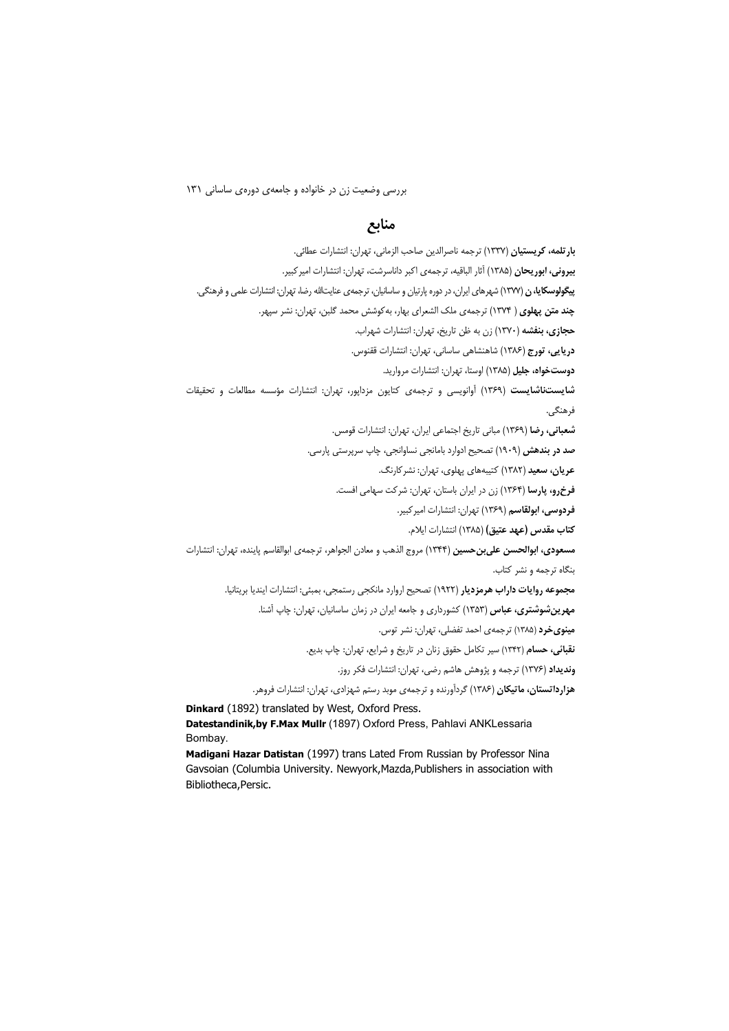## منابع

**بارتلمه، کریستیان** (۱۳۳۷) ترجمه ناصرالدین صاحب الزمانی، تهران: انتشارات عطائی.

**بیرونی، ابوریحان** (۱۳۸۵) آثار الباقیه، ترجمه‌ی اکبر داناسرشت، تهران: انتشارات امیرکبیر.

**پیگولوسکایا، ن** (۱۳۷۷) شهرهای ایران، در دوره پارتیان و ساسانیان، ترجمه‌ی عنایت‌الله رضا، تهران: انتشارات علمی و فرهنگی.

**چند متن پهلوی** ( ۱۳۷۴) ترجمه‌ی ملک الشعرای بهار، به‌کوشش محمد گلبن، تهران: نشر سپهر.

**حجازی، بنفشه** (۱۳۷۰) زن به ظن تاریخ، تهران: انتشارات شهراب.

**دریایی، تورج** (۱۳۸۶) شاهنشاهی ساسانی، تهران: انتشارات ققنوس.

**دوست‌خواه، جلیل** (۱۳۸۵) اوستا، تهران: انتشارات مروارید.

**شایست‌ناشایست** (۱۳۶۹) آوانویسی و ترجمه‌ی کتایون مزداپور، تهران: انتشارات مؤسسه مطالعات و تحقیقات فرهنگی.

**شعبانی، رضا** (۱۳۶۹) مبانی تاریخ اجتماعی ایران، تهران: انتشارات قومس.

**صد در بندهش** (۱۹۰۹) تصحیح ادوارد بامانجی نساوانجی، چاپ سرپرستی پارسی.

**عریان، سعید** (۱۳۸۲) کتیبه‌های پهلوی، تهران: نشرکارنگ.

**فرخ‌رو، پارسا** (۱۳۶۴) زن در ایران باستان، تهران: شرکت سهامی افست.

**فردوسی، ابولقاسم** (۱۳۶۹) تهران: انتشارات امیرکبیر.

**کتاب مقدس (عهد عتیق)** (۱۳۸۵) انتشارات ایلام.

**مسعودی، ابوالحسن علی‌بن‌حسین** (۱۳۴۴) مروج الذهب و معادن الجواهر، ترجمه‌ی ابوالقاسم پاینده، تهران: انتشارات بنگاه ترجمه و نشر کتاب.

**مجموعه روایات داراب هرمزدیار** (۱۹۲۲) تصحیح اروارد مانکجی رستمجی، بمبئی: انتشارات ایندیا بریتانیا.

**مهرین‌شوشتری، عباس** (۱۳۵۳) کشورداری و جامعه ایران در زمان ساسانیان، تهران: چاپ آشنا.

**مینوی‌خرد** (۱۳۸۵) ترجمه‌ی احمد تفضلی، تهران: نشر توس.

**نقبائی، حسام** (۱۳۴۲) سیر تکامل حقوق زنان در تاریخ و شرایع، تهران: چاپ بدیع.

**وندیداد** (۱۳۷۶) ترجمه و پژوهش هاشم رضی، تهران: انتشارات فکر روز.

**هزارداتستان، ماتیکان** (۱۳۸۶) گردآورنده و ترجمه‌ی موبد رستم شهزادی، تهران: انتشارات فروهر.

**Dinkard** (1892) translated by West, Oxford Press.

**Datestandinik,by F.Max Mullr** (1897) Oxford Press, Pahlavi ANKLessaria Bombay.

**Madigani Hazar Datistan** (1997) trans Lated From Russian by Professor Nina Gavsoian (Columbia University. Newyork,Mazda,Publishers in association with Bibliotheca,Persic.